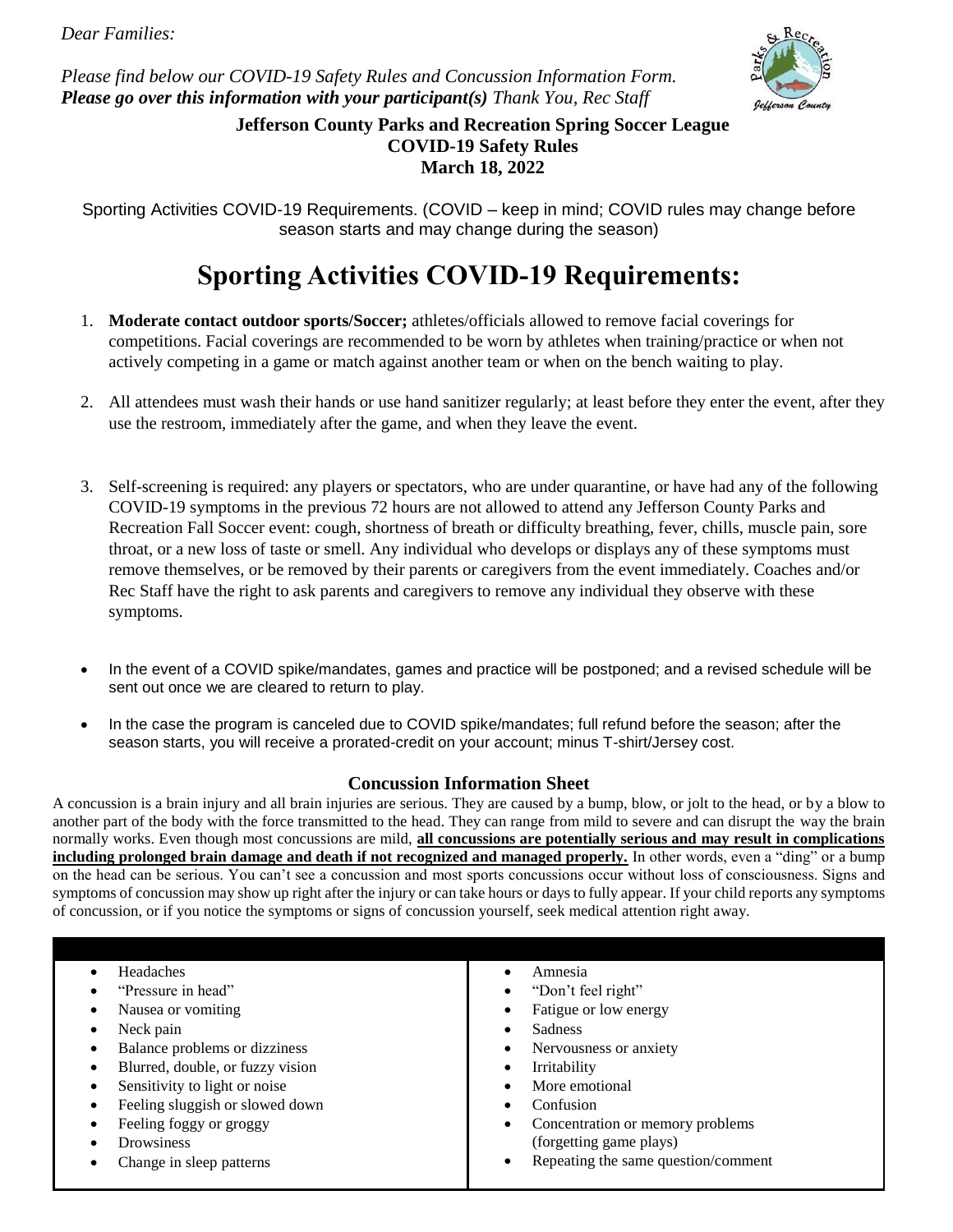*Dear Families:*

*Please find below our COVID-19 Safety Rules and Concussion Information Form.*
***Please go over this information with your participant(s)*** *Thank You, Rec Staff*

**Jefferson County Parks and Recreation Spring Soccer League**
**COVID-19 Safety Rules**
**March 18, 2022**

Sporting Activities COVID-19 Requirements. (COVID – keep in mind; COVID rules may change before season starts and may change during the season)

# Sporting Activities COVID-19 Requirements:

1. **Moderate contact outdoor sports/Soccer;** athletes/officials allowed to remove facial coverings for competitions. Facial coverings are recommended to be worn by athletes when training/practice or when not actively competing in a game or match against another team or when on the bench waiting to play.

2. All attendees must wash their hands or use hand sanitizer regularly; at least before they enter the event, after they use the restroom, immediately after the game, and when they leave the event.

3. Self-screening is required: any players or spectators, who are under quarantine, or have had any of the following COVID-19 symptoms in the previous 72 hours are not allowed to attend any Jefferson County Parks and Recreation Fall Soccer event: cough, shortness of breath or difficulty breathing, fever, chills, muscle pain, sore throat, or a new loss of taste or smell. Any individual who develops or displays any of these symptoms must remove themselves, or be removed by their parents or caregivers from the event immediately. Coaches and/or Rec Staff have the right to ask parents and caregivers to remove any individual they observe with these symptoms.

- In the event of a COVID spike/mandates, games and practice will be postponed; and a revised schedule will be sent out once we are cleared to return to play.

- In the case the program is canceled due to COVID spike/mandates; full refund before the season; after the season starts, you will receive a prorated-credit on your account; minus T-shirt/Jersey cost.

## Concussion Information Sheet

A concussion is a brain injury and all brain injuries are serious. They are caused by a bump, blow, or jolt to the head, or by a blow to another part of the body with the force transmitted to the head. They can range from mild to severe and can disrupt the way the brain normally works. Even though most concussions are mild, **all concussions are potentially serious and may result in complications including prolonged brain damage and death if not recognized and managed properly.** In other words, even a "ding" or a bump on the head can be serious. You can't see a concussion and most sports concussions occur without loss of consciousness. Signs and symptoms of concussion may show up right after the injury or can take hours or days to fully appear. If your child reports any symptoms of concussion, or if you notice the symptoms or signs of concussion yourself, seek medical attention right away.

| | |
|---|---|
| • Headaches<br>• "Pressure in head"<br>• Nausea or vomiting<br>• Neck pain<br>• Balance problems or dizziness<br>• Blurred, double, or fuzzy vision<br>• Sensitivity to light or noise<br>• Feeling sluggish or slowed down<br>• Feeling foggy or groggy<br>• Drowsiness<br>• Change in sleep patterns | • Amnesia<br>• "Don't feel right"<br>• Fatigue or low energy<br>• Sadness<br>• Nervousness or anxiety<br>• Irritability<br>• More emotional<br>• Confusion<br>• Concentration or memory problems (forgetting game plays)<br>• Repeating the same question/comment |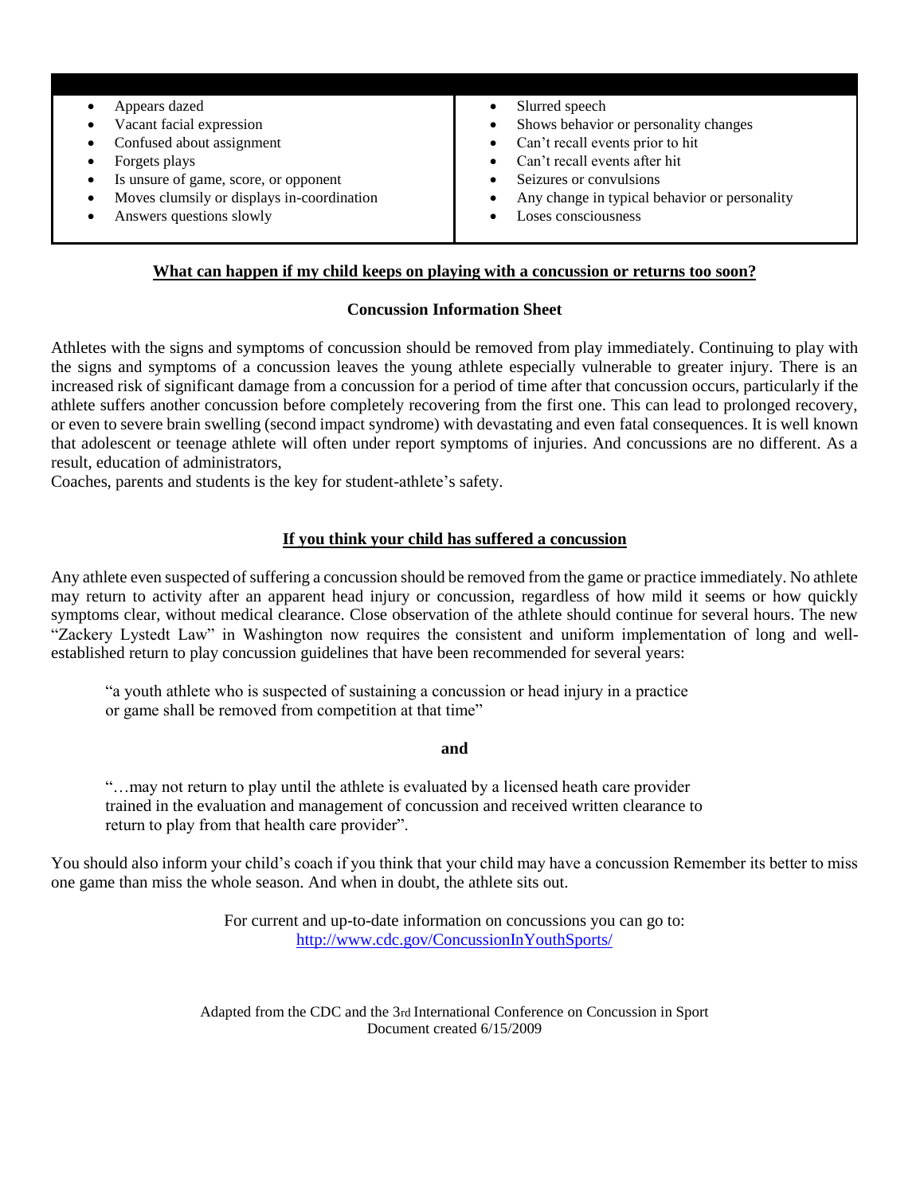| | |
|---|---|
| • Appears dazed<br>• Vacant facial expression<br>• Confused about assignment<br>• Forgets plays<br>• Is unsure of game, score, or opponent<br>• Moves clumsily or displays in-coordination<br>• Answers questions slowly | • Slurred speech<br>• Shows behavior or personality changes<br>• Can't recall events prior to hit<br>• Can't recall events after hit<br>• Seizures or convulsions<br>• Any change in typical behavior or personality<br>• Loses consciousness |

**What can happen if my child keeps on playing with a concussion or returns too soon?**

**Concussion Information Sheet**

Athletes with the signs and symptoms of concussion should be removed from play immediately. Continuing to play with the signs and symptoms of a concussion leaves the young athlete especially vulnerable to greater injury. There is an increased risk of significant damage from a concussion for a period of time after that concussion occurs, particularly if the athlete suffers another concussion before completely recovering from the first one. This can lead to prolonged recovery, or even to severe brain swelling (second impact syndrome) with devastating and even fatal consequences. It is well known that adolescent or teenage athlete will often under report symptoms of injuries. And concussions are no different. As a result, education of administrators,
Coaches, parents and students is the key for student-athlete's safety.

**If you think your child has suffered a concussion**

Any athlete even suspected of suffering a concussion should be removed from the game or practice immediately. No athlete may return to activity after an apparent head injury or concussion, regardless of how mild it seems or how quickly symptoms clear, without medical clearance. Close observation of the athlete should continue for several hours. The new "Zackery Lystedt Law" in Washington now requires the consistent and uniform implementation of long and well-established return to play concussion guidelines that have been recommended for several years:

> "a youth athlete who is suspected of sustaining a concussion or head injury in a practice or game shall be removed from competition at that time"

**and**

> "…may not return to play until the athlete is evaluated by a licensed heath care provider trained in the evaluation and management of concussion and received written clearance to return to play from that health care provider".

You should also inform your child's coach if you think that your child may have a concussion Remember its better to miss one game than miss the whole season. And when in doubt, the athlete sits out.

For current and up-to-date information on concussions you can go to:
http://www.cdc.gov/ConcussionInYouthSports/

Adapted from the CDC and the 3rd International Conference on Concussion in Sport
Document created 6/15/2009